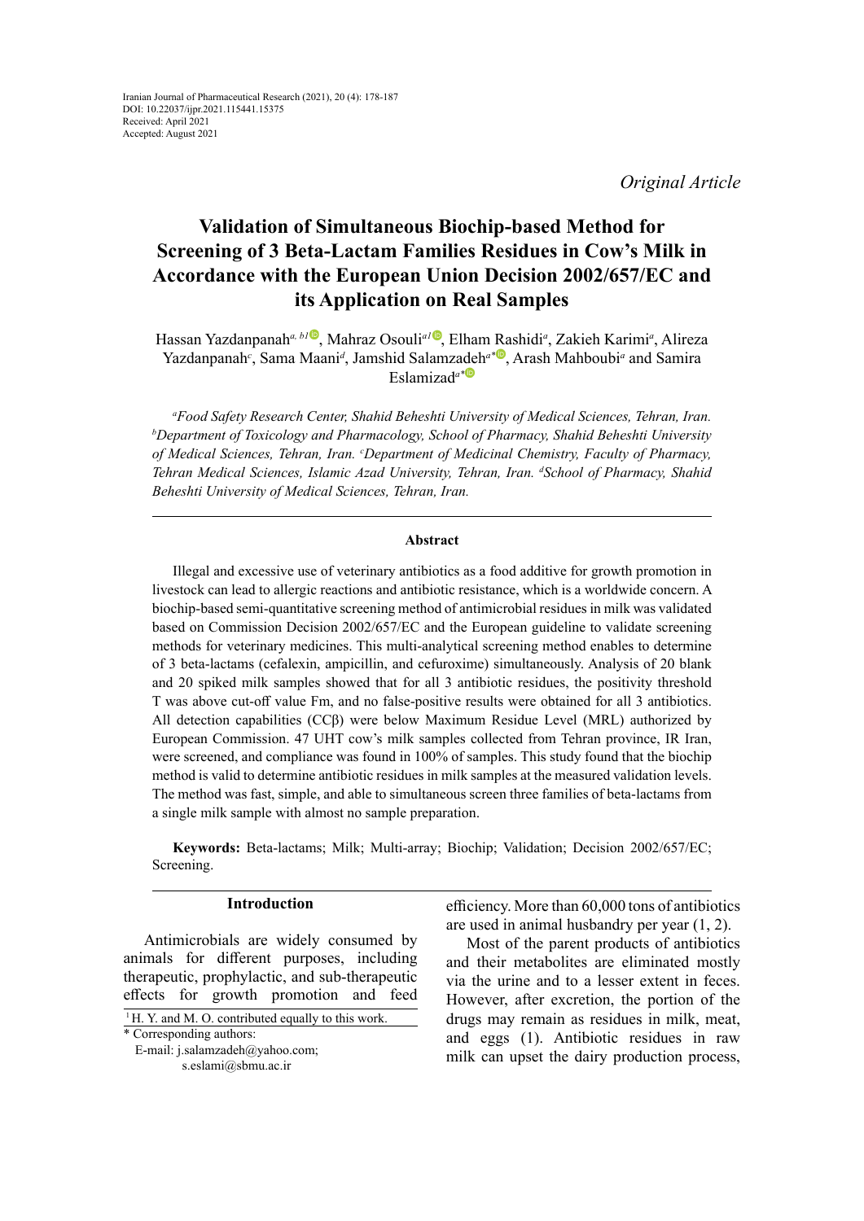Iranian Journal of Pharmaceutical Research (2021), 20 (4): 178-187
DOI: 10.22037/ijpr.2021.115441.15375
Received: April 2021
Accepted: August 2021

*Original Article*

# Validation of Simultaneous Biochip-based Method for Screening of 3 Beta-Lactam Families Residues in Cow's Milk in Accordance with the European Union Decision 2002/657/EC and its Application on Real Samples

Hassan Yazdanpanah[a, b1], Mahraz Osouli[a1], Elham Rashidi[a], Zakieh Karimi[a], Alireza Yazdanpanah[c], Sama Maani[d], Jamshid Salamzadeh[a*], Arash Mahboubi[a] and Samira Eslamizad[a*]

*[a]Food Safety Research Center, Shahid Beheshti University of Medical Sciences, Tehran, Iran. [b]Department of Toxicology and Pharmacology, School of Pharmacy, Shahid Beheshti University of Medical Sciences, Tehran, Iran. [c]Department of Medicinal Chemistry, Faculty of Pharmacy, Tehran Medical Sciences, Islamic Azad University, Tehran, Iran. [d]School of Pharmacy, Shahid Beheshti University of Medical Sciences, Tehran, Iran.*

## Abstract

Illegal and excessive use of veterinary antibiotics as a food additive for growth promotion in livestock can lead to allergic reactions and antibiotic resistance, which is a worldwide concern. A biochip-based semi-quantitative screening method of antimicrobial residues in milk was validated based on Commission Decision 2002/657/EC and the European guideline to validate screening methods for veterinary medicines. This multi-analytical screening method enables to determine of 3 beta-lactams (cefalexin, ampicillin, and cefuroxime) simultaneously. Analysis of 20 blank and 20 spiked milk samples showed that for all 3 antibiotic residues, the positivity threshold T was above cut-off value Fm, and no false-positive results were obtained for all 3 antibiotics. All detection capabilities (CCβ) were below Maximum Residue Level (MRL) authorized by European Commission. 47 UHT cow's milk samples collected from Tehran province, IR Iran, were screened, and compliance was found in 100% of samples. This study found that the biochip method is valid to determine antibiotic residues in milk samples at the measured validation levels. The method was fast, simple, and able to simultaneous screen three families of beta-lactams from a single milk sample with almost no sample preparation.

**Keywords:** Beta-lactams; Milk; Multi-array; Biochip; Validation; Decision 2002/657/EC; Screening.

## Introduction

Antimicrobials are widely consumed by animals for different purposes, including therapeutic, prophylactic, and sub-therapeutic effects for growth promotion and feed efficiency. More than 60,000 tons of antibiotics are used in animal husbandry per year (1, 2).

Most of the parent products of antibiotics and their metabolites are eliminated mostly via the urine and to a lesser extent in feces. However, after excretion, the portion of the drugs may remain as residues in milk, meat, and eggs (1). Antibiotic residues in raw milk can upset the dairy production process,

[1] H. Y. and M. O. contributed equally to this work.
\* Corresponding authors:
E-mail: j.salamzadeh@yahoo.com; s.eslami@sbmu.ac.ir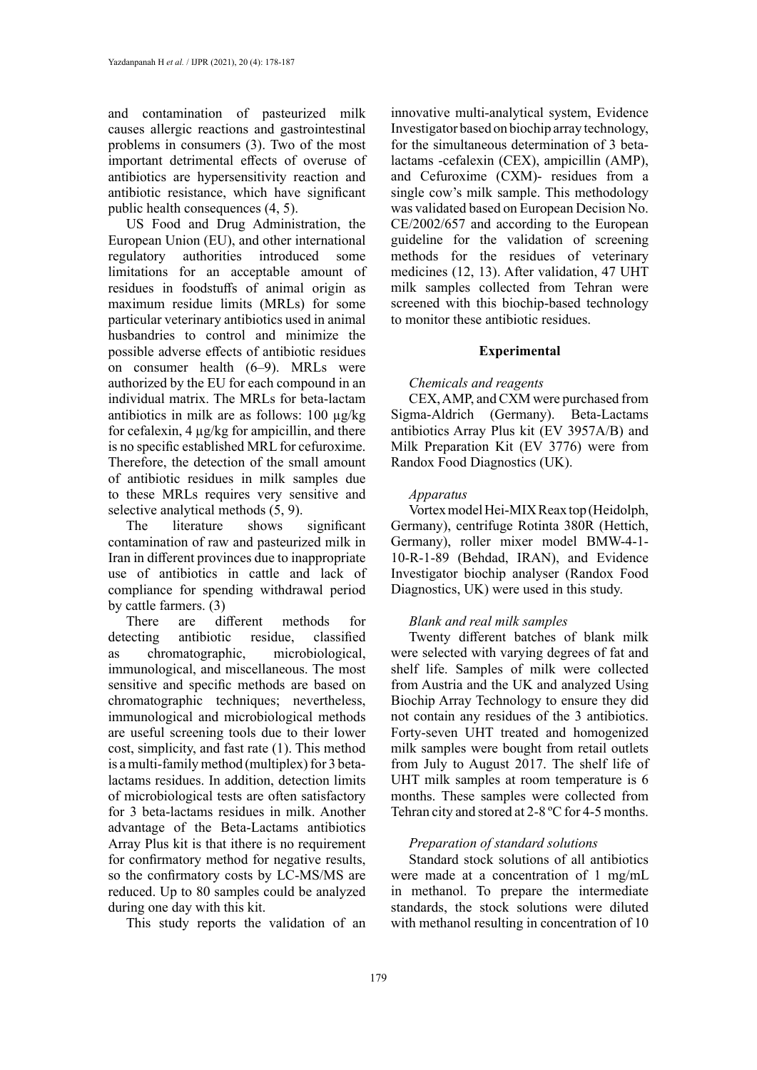and contamination of pasteurized milk causes allergic reactions and gastrointestinal problems in consumers (3). Two of the most important detrimental effects of overuse of antibiotics are hypersensitivity reaction and antibiotic resistance, which have significant public health consequences (4, 5).

US Food and Drug Administration, the European Union (EU), and other international regulatory authorities introduced some limitations for an acceptable amount of residues in foodstuffs of animal origin as maximum residue limits (MRLs) for some particular veterinary antibiotics used in animal husbandries to control and minimize the possible adverse effects of antibiotic residues on consumer health (6–9). MRLs were authorized by the EU for each compound in an individual matrix. The MRLs for beta-lactam antibiotics in milk are as follows: 100 µg/kg for cefalexin, 4 µg/kg for ampicillin, and there is no specific established MRL for cefuroxime. Therefore, the detection of the small amount of antibiotic residues in milk samples due to these MRLs requires very sensitive and selective analytical methods (5, 9).

The literature shows significant contamination of raw and pasteurized milk in Iran in different provinces due to inappropriate use of antibiotics in cattle and lack of compliance for spending withdrawal period by cattle farmers. (3)

There are different methods for detecting antibiotic residue, classified as chromatographic, microbiological, immunological, and miscellaneous. The most sensitive and specific methods are based on chromatographic techniques; nevertheless, immunological and microbiological methods are useful screening tools due to their lower cost, simplicity, and fast rate (1). This method is a multi-family method (multiplex) for 3 beta-lactams residues. In addition, detection limits of microbiological tests are often satisfactory for 3 beta-lactams residues in milk. Another advantage of the Beta-Lactams antibiotics Array Plus kit is that ithere is no requirement for confirmatory method for negative results, so the confirmatory costs by LC-MS/MS are reduced. Up to 80 samples could be analyzed during one day with this kit.

This study reports the validation of an innovative multi-analytical system, Evidence Investigator based on biochip array technology, for the simultaneous determination of 3 beta-lactams -cefalexin (CEX), ampicillin (AMP), and Cefuroxime (CXM)- residues from a single cow's milk sample. This methodology was validated based on European Decision No. CE/2002/657 and according to the European guideline for the validation of screening methods for the residues of veterinary medicines (12, 13). After validation, 47 UHT milk samples collected from Tehran were screened with this biochip-based technology to monitor these antibiotic residues.

## Experimental

### *Chemicals and reagents*

CEX, AMP, and CXM were purchased from Sigma-Aldrich (Germany). Beta-Lactams antibiotics Array Plus kit (EV 3957A/B) and Milk Preparation Kit (EV 3776) were from Randox Food Diagnostics (UK).

### *Apparatus*

Vortex model Hei-MIX Reax top (Heidolph, Germany), centrifuge Rotinta 380R (Hettich, Germany), roller mixer model BMW-4-1-10-R-1-89 (Behdad, IRAN), and Evidence Investigator biochip analyser (Randox Food Diagnostics, UK) were used in this study.

### *Blank and real milk samples*

Twenty different batches of blank milk were selected with varying degrees of fat and shelf life. Samples of milk were collected from Austria and the UK and analyzed Using Biochip Array Technology to ensure they did not contain any residues of the 3 antibiotics. Forty-seven UHT treated and homogenized milk samples were bought from retail outlets from July to August 2017. The shelf life of UHT milk samples at room temperature is 6 months. These samples were collected from Tehran city and stored at 2-8 ºC for 4-5 months.

### *Preparation of standard solutions*

Standard stock solutions of all antibiotics were made at a concentration of 1 mg/mL in methanol. To prepare the intermediate standards, the stock solutions were diluted with methanol resulting in concentration of 10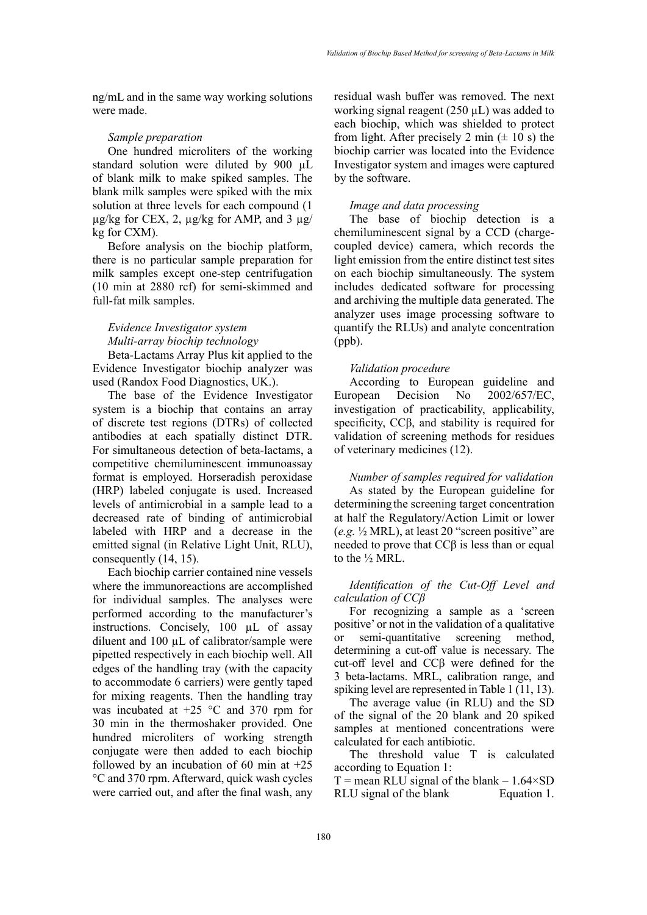ng/mL and in the same way working solutions were made.

*Sample preparation*

One hundred microliters of the working standard solution were diluted by 900 µL of blank milk to make spiked samples. The blank milk samples were spiked with the mix solution at three levels for each compound (1 µg/kg for CEX, 2, µg/kg for AMP, and 3 µg/kg for CXM).

Before analysis on the biochip platform, there is no particular sample preparation for milk samples except one-step centrifugation (10 min at 2880 rcf) for semi-skimmed and full-fat milk samples.

*Evidence Investigator system*
*Multi-array biochip technology*

Beta-Lactams Array Plus kit applied to the Evidence Investigator biochip analyzer was used (Randox Food Diagnostics, UK.).

The base of the Evidence Investigator system is a biochip that contains an array of discrete test regions (DTRs) of collected antibodies at each spatially distinct DTR. For simultaneous detection of beta-lactams, a competitive chemiluminescent immunoassay format is employed. Horseradish peroxidase (HRP) labeled conjugate is used. Increased levels of antimicrobial in a sample lead to a decreased rate of binding of antimicrobial labeled with HRP and a decrease in the emitted signal (in Relative Light Unit, RLU), consequently (14, 15).

Each biochip carrier contained nine vessels where the immunoreactions are accomplished for individual samples. The analyses were performed according to the manufacturer's instructions. Concisely, 100 µL of assay diluent and 100 µL of calibrator/sample were pipetted respectively in each biochip well. All edges of the handling tray (with the capacity to accommodate 6 carriers) were gently taped for mixing reagents. Then the handling tray was incubated at +25 °C and 370 rpm for 30 min in the thermoshaker provided. One hundred microliters of working strength conjugate were then added to each biochip followed by an incubation of 60 min at +25 °C and 370 rpm. Afterward, quick wash cycles were carried out, and after the final wash, any residual wash buffer was removed. The next working signal reagent (250 µL) was added to each biochip, which was shielded to protect from light. After precisely 2 min (± 10 s) the biochip carrier was located into the Evidence Investigator system and images were captured by the software.

*Image and data processing*

The base of biochip detection is a chemiluminescent signal by a CCD (charge-coupled device) camera, which records the light emission from the entire distinct test sites on each biochip simultaneously. The system includes dedicated software for processing and archiving the multiple data generated. The analyzer uses image processing software to quantify the RLUs) and analyte concentration (ppb).

*Validation procedure*

According to European guideline and European Decision No 2002/657/EC, investigation of practicability, applicability, specificity, CCβ, and stability is required for validation of screening methods for residues of veterinary medicines (12).

*Number of samples required for validation*

As stated by the European guideline for determining the screening target concentration at half the Regulatory/Action Limit or lower (*e.g.* ½ MRL), at least 20 "screen positive" are needed to prove that CCβ is less than or equal to the ½ MRL.

*Identification of the Cut-Off Level and calculation of CCβ*

For recognizing a sample as a 'screen positive' or not in the validation of a qualitative or semi-quantitative screening method, determining a cut-off value is necessary. The cut-off level and CCβ were defined for the 3 beta-lactams. MRL, calibration range, and spiking level are represented in Table 1 (11, 13).

The average value (in RLU) and the SD of the signal of the 20 blank and 20 spiked samples at mentioned concentrations were calculated for each antibiotic.

The threshold value T is calculated according to Equation 1:

$$T = \text{mean RLU signal of the blank} - 1.64 \times \text{SD RLU signal of the blank} \quad \text{Equation 1.}$$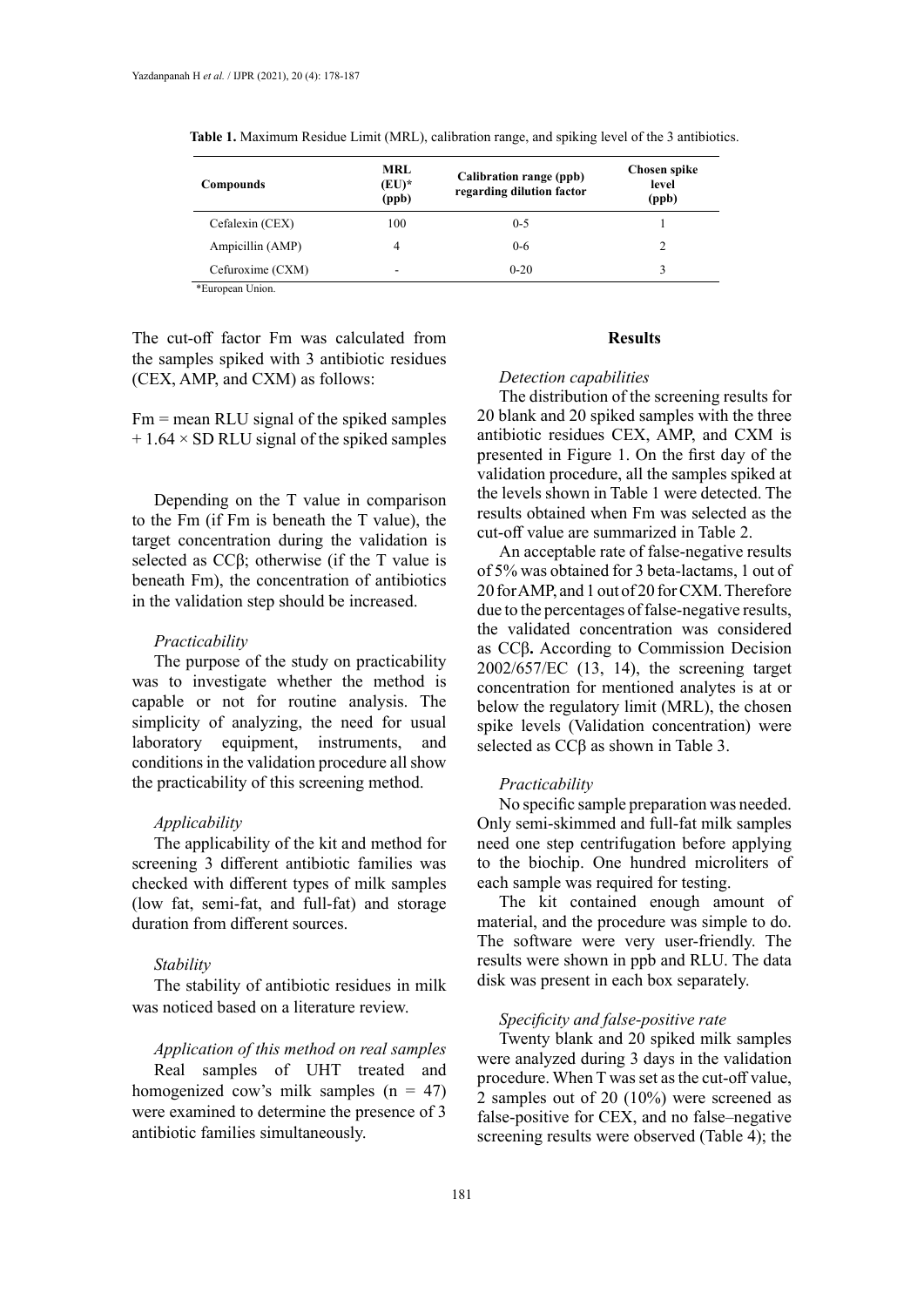**Table 1.** Maximum Residue Limit (MRL), calibration range, and spiking level of the 3 antibiotics.

| Compounds | MRL (EU)* (ppb) | Calibration range (ppb) regarding dilution factor | Chosen spike level (ppb) |
|---|---|---|---|
| Cefalexin (CEX) | 100 | 0-5 | 1 |
| Ampicillin (AMP) | 4 | 0-6 | 2 |
| Cefuroxime (CXM) | - | 0-20 | 3 |

*European Union.

The cut-off factor Fm was calculated from the samples spiked with 3 antibiotic residues (CEX, AMP, and CXM) as follows:

Fm = mean RLU signal of the spiked samples + 1.64 × SD RLU signal of the spiked samples

Depending on the T value in comparison to the Fm (if Fm is beneath the T value), the target concentration during the validation is selected as CCβ; otherwise (if the T value is beneath Fm), the concentration of antibiotics in the validation step should be increased.

*Practicability*

The purpose of the study on practicability was to investigate whether the method is capable or not for routine analysis. The simplicity of analyzing, the need for usual laboratory equipment, instruments, and conditions in the validation procedure all show the practicability of this screening method.

*Applicability*

The applicability of the kit and method for screening 3 different antibiotic families was checked with different types of milk samples (low fat, semi-fat, and full-fat) and storage duration from different sources.

*Stability*

The stability of antibiotic residues in milk was noticed based on a literature review.

*Application of this method on real samples*

Real samples of UHT treated and homogenized cow's milk samples (n = 47) were examined to determine the presence of 3 antibiotic families simultaneously.

## Results

*Detection capabilities*

The distribution of the screening results for 20 blank and 20 spiked samples with the three antibiotic residues CEX, AMP, and CXM is presented in Figure 1. On the first day of the validation procedure, all the samples spiked at the levels shown in Table 1 were detected. The results obtained when Fm was selected as the cut-off value are summarized in Table 2.

An acceptable rate of false-negative results of 5% was obtained for 3 beta-lactams, 1 out of 20 for AMP, and 1 out of 20 for CXM. Therefore due to the percentages of false-negative results, the validated concentration was considered as CCβ**.** According to Commission Decision 2002/657/EC (13, 14), the screening target concentration for mentioned analytes is at or below the regulatory limit (MRL), the chosen spike levels (Validation concentration) were selected as CCβ as shown in Table 3.

*Practicability*

No specific sample preparation was needed. Only semi-skimmed and full-fat milk samples need one step centrifugation before applying to the biochip. One hundred microliters of each sample was required for testing.

The kit contained enough amount of material, and the procedure was simple to do. The software were very user-friendly. The results were shown in ppb and RLU. The data disk was present in each box separately.

*Specificity and false-positive rate*

Twenty blank and 20 spiked milk samples were analyzed during 3 days in the validation procedure. When T was set as the cut-off value, 2 samples out of 20 (10%) were screened as false-positive for CEX, and no false–negative screening results were observed (Table 4); the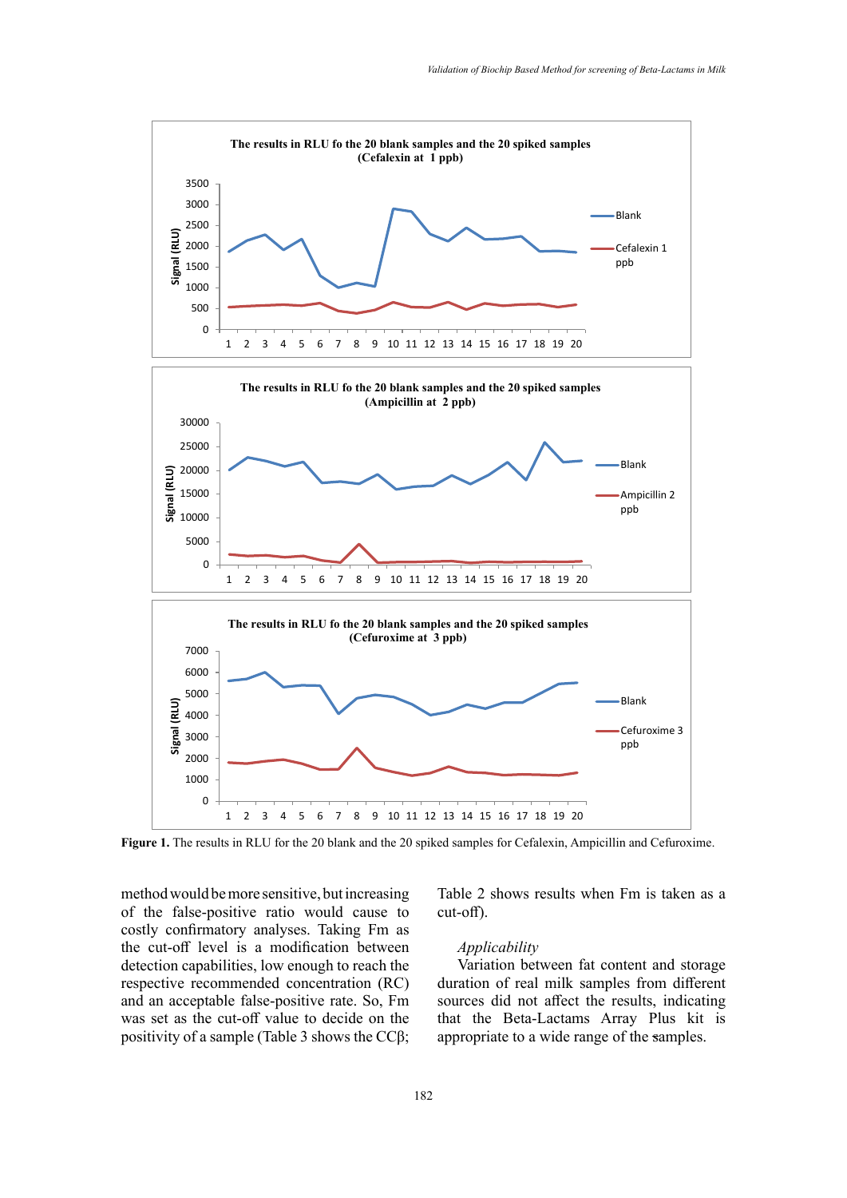**Figure 1.** The results in RLU for the 20 blank and the 20 spiked samples for Cefalexin, Ampicillin and Cefuroxime.

method would be more sensitive, but increasing of the false-positive ratio would cause to costly confirmatory analyses. Taking Fm as the cut-off level is a modification between detection capabilities, low enough to reach the respective recommended concentration (RC) and an acceptable false-positive rate. So, Fm was set as the cut-off value to decide on the positivity of a sample (Table 3 shows the CCβ; Table 2 shows results when Fm is taken as a cut-off).

*Applicability*

Variation between fat content and storage duration of real milk samples from different sources did not affect the results, indicating that the Beta-Lactams Array Plus kit is appropriate to a wide range of the samples.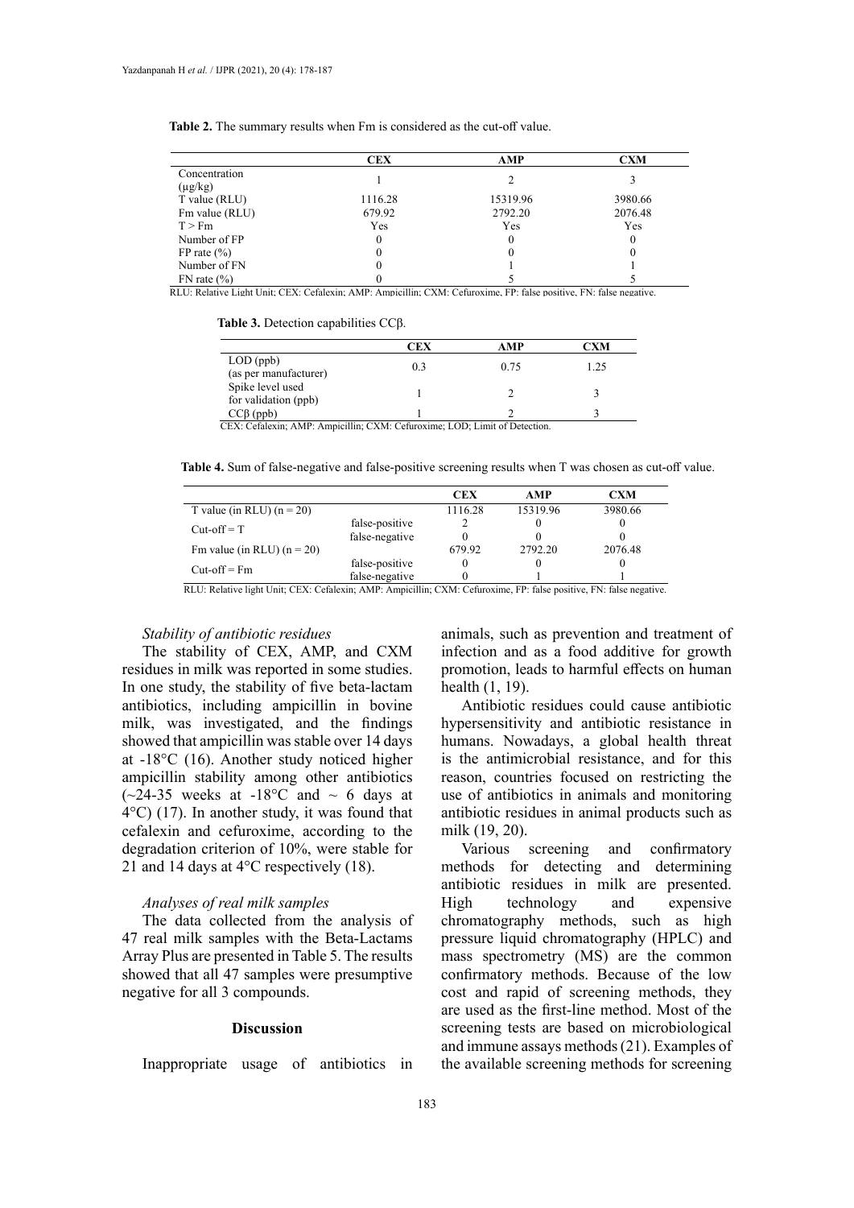**Table 2.** The summary results when Fm is considered as the cut-off value.

| | CEX | AMP | CXM |
|---|---|---|---|
| Concentration (μg/kg) | 1 | 2 | 3 |
| T value (RLU) | 1116.28 | 15319.96 | 3980.66 |
| Fm value (RLU) | 679.92 | 2792.20 | 2076.48 |
| T > Fm | Yes | Yes | Yes |
| Number of FP | 0 | 0 | 0 |
| FP rate (%) | 0 | 0 | 0 |
| Number of FN | 0 | 1 | 1 |
| FN rate (%) | 0 | 5 | 5 |

RLU: Relative Light Unit; CEX: Cefalexin; AMP: Ampicillin; CXM: Cefuroxime, FP: false positive, FN: false negative.

**Table 3.** Detection capabilities CCβ.

| | CEX | AMP | CXM |
|---|---|---|---|
| LOD (ppb) (as per manufacturer) | 0.3 | 0.75 | 1.25 |
| Spike level used for validation (ppb) | 1 | 2 | 3 |
| CCβ (ppb) | 1 | 2 | 3 |

CEX: Cefalexin; AMP: Ampicillin; CXM: Cefuroxime; LOD; Limit of Detection.

**Table 4.** Sum of false-negative and false-positive screening results when T was chosen as cut-off value.

| | | CEX | AMP | CXM |
|---|---|---|---|---|
| T value (in RLU) (n = 20) | | 1116.28 | 15319.96 | 3980.66 |
| Cut-off = T | false-positive | 2 | 0 | 0 |
| | false-negative | 0 | 0 | 0 |
| Fm value (in RLU) (n = 20) | | 679.92 | 2792.20 | 2076.48 |
| Cut-off = Fm | false-positive | 0 | 0 | 0 |
| | false-negative | 0 | 1 | 1 |

RLU: Relative light Unit; CEX: Cefalexin; AMP: Ampicillin; CXM: Cefuroxime, FP: false positive, FN: false negative.

### *Stability of antibiotic residues*

The stability of CEX, AMP, and CXM residues in milk was reported in some studies. In one study, the stability of five beta-lactam antibiotics, including ampicillin in bovine milk, was investigated, and the findings showed that ampicillin was stable over 14 days at -18°C (16). Another study noticed higher ampicillin stability among other antibiotics (~24-35 weeks at -18°C and ~ 6 days at 4°C) (17). In another study, it was found that cefalexin and cefuroxime, according to the degradation criterion of 10%, were stable for 21 and 14 days at 4°C respectively (18).

### *Analyses of real milk samples*

The data collected from the analysis of 47 real milk samples with the Beta-Lactams Array Plus are presented in Table 5. The results showed that all 47 samples were presumptive negative for all 3 compounds.

## Discussion

Inappropriate usage of antibiotics in animals, such as prevention and treatment of infection and as a food additive for growth promotion, leads to harmful effects on human health (1, 19).

Antibiotic residues could cause antibiotic hypersensitivity and antibiotic resistance in humans. Nowadays, a global health threat is the antimicrobial resistance, and for this reason, countries focused on restricting the use of antibiotics in animals and monitoring antibiotic residues in animal products such as milk (19, 20).

Various screening and confirmatory methods for detecting and determining antibiotic residues in milk are presented. High technology and expensive chromatography methods, such as high pressure liquid chromatography (HPLC) and mass spectrometry (MS) are the common confirmatory methods. Because of the low cost and rapid of screening methods, they are used as the first-line method. Most of the screening tests are based on microbiological and immune assays methods (21). Examples of the available screening methods for screening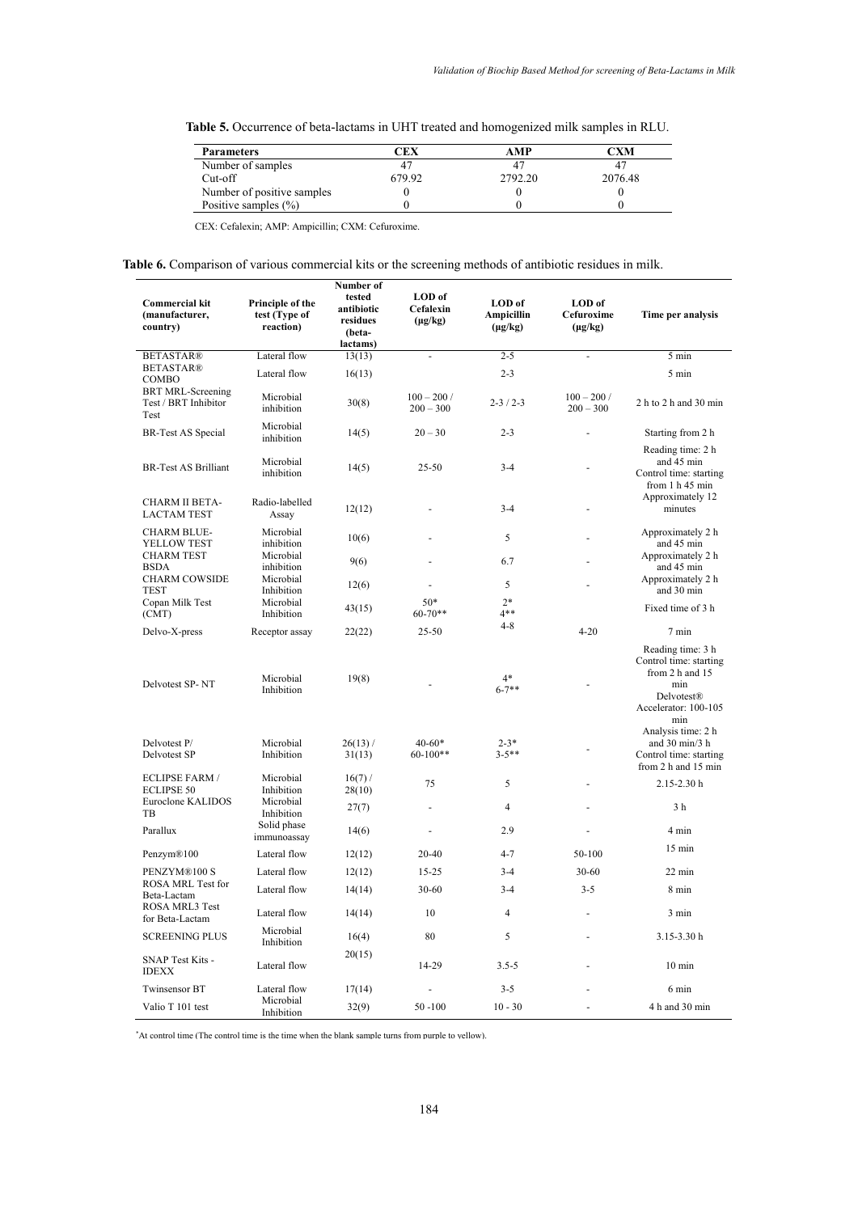**Table 5.** Occurrence of beta-lactams in UHT treated and homogenized milk samples in RLU.

| Parameters | CEX | AMP | CXM |
|---|---|---|---|
| Number of samples | 47 | 47 | 47 |
| Cut-off | 679.92 | 2792.20 | 2076.48 |
| Number of positive samples | 0 | 0 | 0 |
| Positive samples (%) | 0 | 0 | 0 |

CEX: Cefalexin; AMP: Ampicillin; CXM: Cefuroxime.

**Table 6.** Comparison of various commercial kits or the screening methods of antibiotic residues in milk.

| Commercial kit (manufacturer, country) | Principle of the test (Type of reaction) | Number of tested antibiotic residues (beta-lactams) | LOD of Cefalexin (µg/kg) | LOD of Ampicillin (µg/kg) | LOD of Cefuroxime (µg/kg) | Time per analysis |
|---|---|---|---|---|---|---|
| BETASTAR® | Lateral flow | 13(13) | - | 2-5 | - | 5 min |
| BETASTAR® COMBO | Lateral flow | 16(13) | | 2-3 | | 5 min |
| BRT MRL-Screening Test / BRT Inhibitor Test | Microbial inhibition | 30(8) | 100 – 200 / 200 – 300 | 2-3 / 2-3 | 100 – 200 / 200 – 300 | 2 h to 2 h and 30 min |
| BR-Test AS Special | Microbial inhibition | 14(5) | 20 – 30 | 2-3 | - | Starting from 2 h |
| BR-Test AS Brilliant | Microbial inhibition | 14(5) | 25-50 | 3-4 | - | Reading time: 2 h and 45 min Control time: starting from 1 h 45 min |
| CHARM II BETA-LACTAM TEST | Radio-labelled Assay | 12(12) | - | 3-4 | - | Approximately 12 minutes |
| CHARM BLUE-YELLOW TEST | Microbial inhibition | 10(6) | - | 5 | - | Approximately 2 h and 45 min |
| CHARM TEST BSDA | Microbial inhibition | 9(6) | - | 6.7 | - | Approximately 2 h and 45 min |
| CHARM COWSIDE TEST | Microbial Inhibition | 12(6) | - | 5 | - | Approximately 2 h and 30 min |
| Copan Milk Test (CMT) | Microbial Inhibition | 43(15) | 50* 60-70** | 2* 4** | | Fixed time of 3 h |
| Delvo-X-press | Receptor assay | 22(22) | 25-50 | 4-8 | 4-20 | 7 min |
| Delvotest SP- NT | Microbial Inhibition | 19(8) | - | 4* 6-7** | - | Reading time: 3 h Control time: starting from 2 h and 15 min Delvotest® Accelerator: 100-105 min |
| Delvotest P/ Delvotest SP | Microbial Inhibition | 26(13) / 31(13) | 40-60* 60-100** | 2-3* 3-5** | - | Analysis time: 2 h and 30 min/3 h Control time: starting from 2 h and 15 min |
| ECLIPSE FARM / ECLIPSE 50 | Microbial Inhibition | 16(7) / 28(10) | 75 | 5 | - | 2.15-2.30 h |
| Euroclone KALIDOS TB | Microbial Inhibition | 27(7) | - | 4 | - | 3 h |
| Parallux | Solid phase immunoassay | 14(6) | - | 2.9 | - | 4 min |
| Penzym®100 | Lateral flow | 12(12) | 20-40 | 4-7 | 50-100 | 15 min |
| PENZYM®100 S | Lateral flow | 12(12) | 15-25 | 3-4 | 30-60 | 22 min |
| ROSA MRL Test for Beta-Lactam | Lateral flow | 14(14) | 30-60 | 3-4 | 3-5 | 8 min |
| ROSA MRL3 Test for Beta-Lactam | Lateral flow | 14(14) | 10 | 4 | - | 3 min |
| SCREENING PLUS | Microbial Inhibition | 16(4) | 80 | 5 | - | 3.15-3.30 h |
| SNAP Test Kits - IDEXX | Lateral flow | 20(15) | 14-29 | 3.5-5 | - | 10 min |
| Twinsensor BT | Lateral flow | 17(14) | - | 3-5 | - | 6 min |
| Valio T 101 test | Microbial Inhibition | 32(9) | 50 -100 | 10 - 30 | - | 4 h and 30 min |

*At control time (The control time is the time when the blank sample turns from purple to yellow).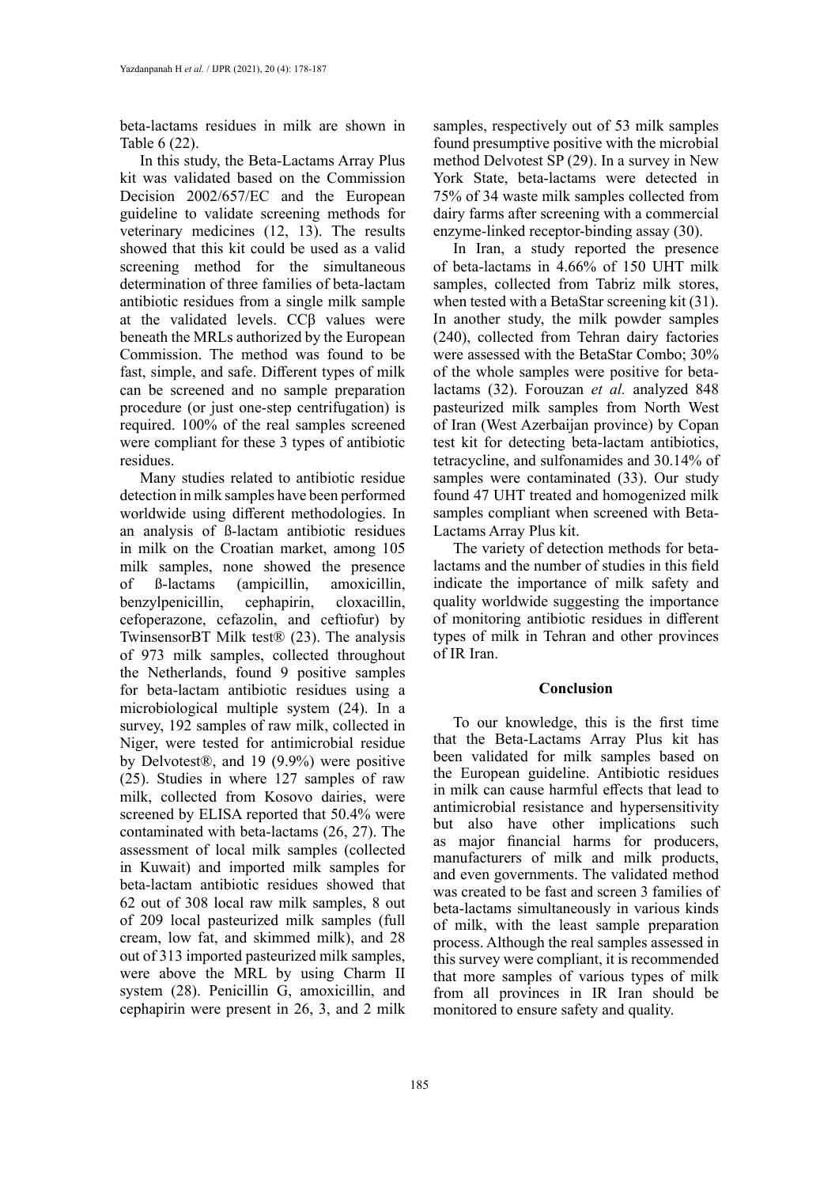beta-lactams residues in milk are shown in Table 6 (22).

In this study, the Beta-Lactams Array Plus kit was validated based on the Commission Decision 2002/657/EC and the European guideline to validate screening methods for veterinary medicines (12, 13). The results showed that this kit could be used as a valid screening method for the simultaneous determination of three families of beta-lactam antibiotic residues from a single milk sample at the validated levels. CCβ values were beneath the MRLs authorized by the European Commission. The method was found to be fast, simple, and safe. Different types of milk can be screened and no sample preparation procedure (or just one-step centrifugation) is required. 100% of the real samples screened were compliant for these 3 types of antibiotic residues.

Many studies related to antibiotic residue detection in milk samples have been performed worldwide using different methodologies. In an analysis of ß-lactam antibiotic residues in milk on the Croatian market, among 105 milk samples, none showed the presence of ß-lactams (ampicillin, amoxicillin, benzylpenicillin, cephapirin, cloxacillin, cefoperazone, cefazolin, and ceftiofur) by TwinsensorBT Milk test® (23). The analysis of 973 milk samples, collected throughout the Netherlands, found 9 positive samples for beta-lactam antibiotic residues using a microbiological multiple system (24). In a survey, 192 samples of raw milk, collected in Niger, were tested for antimicrobial residue by Delvotest®, and 19 (9.9%) were positive (25). Studies in where 127 samples of raw milk, collected from Kosovo dairies, were screened by ELISA reported that 50.4% were contaminated with beta-lactams (26, 27). The assessment of local milk samples (collected in Kuwait) and imported milk samples for beta-lactam antibiotic residues showed that 62 out of 308 local raw milk samples, 8 out of 209 local pasteurized milk samples (full cream, low fat, and skimmed milk), and 28 out of 313 imported pasteurized milk samples, were above the MRL by using Charm II system (28). Penicillin G, amoxicillin, and cephapirin were present in 26, 3, and 2 milk samples, respectively out of 53 milk samples found presumptive positive with the microbial method Delvotest SP (29). In a survey in New York State, beta-lactams were detected in 75% of 34 waste milk samples collected from dairy farms after screening with a commercial enzyme-linked receptor-binding assay (30).

In Iran, a study reported the presence of beta-lactams in 4.66% of 150 UHT milk samples, collected from Tabriz milk stores, when tested with a BetaStar screening kit (31). In another study, the milk powder samples (240), collected from Tehran dairy factories were assessed with the BetaStar Combo; 30% of the whole samples were positive for beta-lactams (32). Forouzan *et al.* analyzed 848 pasteurized milk samples from North West of Iran (West Azerbaijan province) by Copan test kit for detecting beta-lactam antibiotics, tetracycline, and sulfonamides and 30.14% of samples were contaminated (33). Our study found 47 UHT treated and homogenized milk samples compliant when screened with Beta-Lactams Array Plus kit.

The variety of detection methods for beta-lactams and the number of studies in this field indicate the importance of milk safety and quality worldwide suggesting the importance of monitoring antibiotic residues in different types of milk in Tehran and other provinces of IR Iran.

## Conclusion

To our knowledge, this is the first time that the Beta-Lactams Array Plus kit has been validated for milk samples based on the European guideline. Antibiotic residues in milk can cause harmful effects that lead to antimicrobial resistance and hypersensitivity but also have other implications such as major financial harms for producers, manufacturers of milk and milk products, and even governments. The validated method was created to be fast and screen 3 families of beta-lactams simultaneously in various kinds of milk, with the least sample preparation process. Although the real samples assessed in this survey were compliant, it is recommended that more samples of various types of milk from all provinces in IR Iran should be monitored to ensure safety and quality.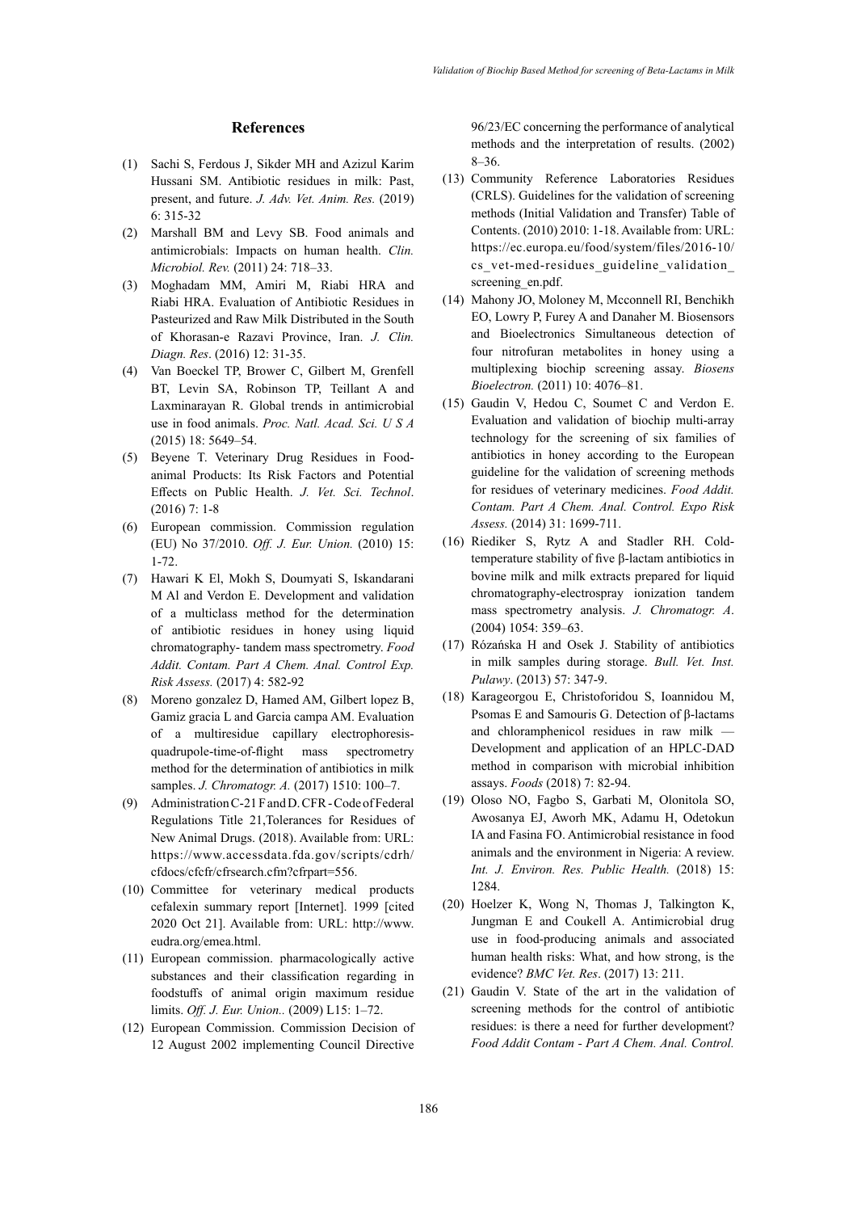## References

(1) Sachi S, Ferdous J, Sikder MH and Azizul Karim Hussani SM. Antibiotic residues in milk: Past, present, and future. *J. Adv. Vet. Anim. Res.* (2019) 6: 315-32

(2) Marshall BM and Levy SB. Food animals and antimicrobials: Impacts on human health. *Clin. Microbiol. Rev.* (2011) 24: 718–33.

(3) Moghadam MM, Amiri M, Riabi HRA and Riabi HRA. Evaluation of Antibiotic Residues in Pasteurized and Raw Milk Distributed in the South of Khorasan-e Razavi Province, Iran. *J. Clin. Diagn. Res*. (2016) 12: 31-35.

(4) Van Boeckel TP, Brower C, Gilbert M, Grenfell BT, Levin SA, Robinson TP, Teillant A and Laxminarayan R. Global trends in antimicrobial use in food animals. *Proc. Natl. Acad. Sci. U S A* (2015) 18: 5649–54.

(5) Beyene T. Veterinary Drug Residues in Food-animal Products: Its Risk Factors and Potential Effects on Public Health. *J. Vet. Sci. Technol*. (2016) 7: 1-8

(6) European commission. Commission regulation (EU) No 37/2010. *Off. J. Eur. Union.* (2010) 15: 1-72.

(7) Hawari K El, Mokh S, Doumyati S, Iskandarani M Al and Verdon E. Development and validation of a multiclass method for the determination of antibiotic residues in honey using liquid chromatography- tandem mass spectrometry. *Food Addit. Contam. Part A Chem. Anal. Control Exp. Risk Assess.* (2017) 4: 582-92

(8) Moreno gonzalez D, Hamed AM, Gilbert lopez B, Gamiz gracia L and Garcia campa AM. Evaluation of a multiresidue capillary electrophoresis-quadrupole-time-of-flight mass spectrometry method for the determination of antibiotics in milk samples. *J. Chromatogr. A.* (2017) 1510: 100–7.

(9) Administration C-21 F and D. CFR - Code of Federal Regulations Title 21,Tolerances for Residues of New Animal Drugs. (2018). Available from: URL: https://www.accessdata.fda.gov/scripts/cdrh/cfdocs/cfcfr/cfrsearch.cfm?cfrpart=556.

(10) Committee for veterinary medical products cefalexin summary report [Internet]. 1999 [cited 2020 Oct 21]. Available from: URL: http://www.eudra.org/emea.html.

(11) European commission. pharmacologically active substances and their classification regarding in foodstuffs of animal origin maximum residue limits. *Off. J. Eur. Union..* (2009) L15: 1–72.

(12) European Commission. Commission Decision of 12 August 2002 implementing Council Directive 96/23/EC concerning the performance of analytical methods and the interpretation of results. (2002) 8–36.

(13) Community Reference Laboratories Residues (CRLS). Guidelines for the validation of screening methods (Initial Validation and Transfer) Table of Contents. (2010) 2010: 1-18. Available from: URL: https://ec.europa.eu/food/system/files/2016-10/cs_vet-med-residues_guideline_validation_screening_en.pdf.

(14) Mahony JO, Moloney M, Mcconnell RI, Benchikh EO, Lowry P, Furey A and Danaher M. Biosensors and Bioelectronics Simultaneous detection of four nitrofuran metabolites in honey using a multiplexing biochip screening assay. *Biosens Bioelectron.* (2011) 10: 4076–81.

(15) Gaudin V, Hedou C, Soumet C and Verdon E. Evaluation and validation of biochip multi-array technology for the screening of six families of antibiotics in honey according to the European guideline for the validation of screening methods for residues of veterinary medicines. *Food Addit. Contam. Part A Chem. Anal. Control. Expo Risk Assess.* (2014) 31: 1699-711.

(16) Riediker S, Rytz A and Stadler RH. Cold-temperature stability of five β-lactam antibiotics in bovine milk and milk extracts prepared for liquid chromatography-electrospray ionization tandem mass spectrometry analysis. *J. Chromatogr. A*. (2004) 1054: 359–63.

(17) Różańska H and Osek J. Stability of antibiotics in milk samples during storage. *Bull. Vet. Inst. Pulawy*. (2013) 57: 347-9.

(18) Karageorgou E, Christoforidou S, Ioannidou M, Psomas E and Samouris G. Detection of β-lactams and chloramphenicol residues in raw milk — Development and application of an HPLC-DAD method in comparison with microbial inhibition assays. *Foods* (2018) 7: 82-94.

(19) Oloso NO, Fagbo S, Garbati M, Olonitola SO, Awosanya EJ, Aworh MK, Adamu H, Odetokun IA and Fasina FO. Antimicrobial resistance in food animals and the environment in Nigeria: A review. *Int. J. Environ. Res. Public Health.* (2018) 15: 1284.

(20) Hoelzer K, Wong N, Thomas J, Talkington K, Jungman E and Coukell A. Antimicrobial drug use in food-producing animals and associated human health risks: What, and how strong, is the evidence? *BMC Vet. Res*. (2017) 13: 211.

(21) Gaudin V. State of the art in the validation of screening methods for the control of antibiotic residues: is there a need for further development? *Food Addit Contam - Part A Chem. Anal. Control.*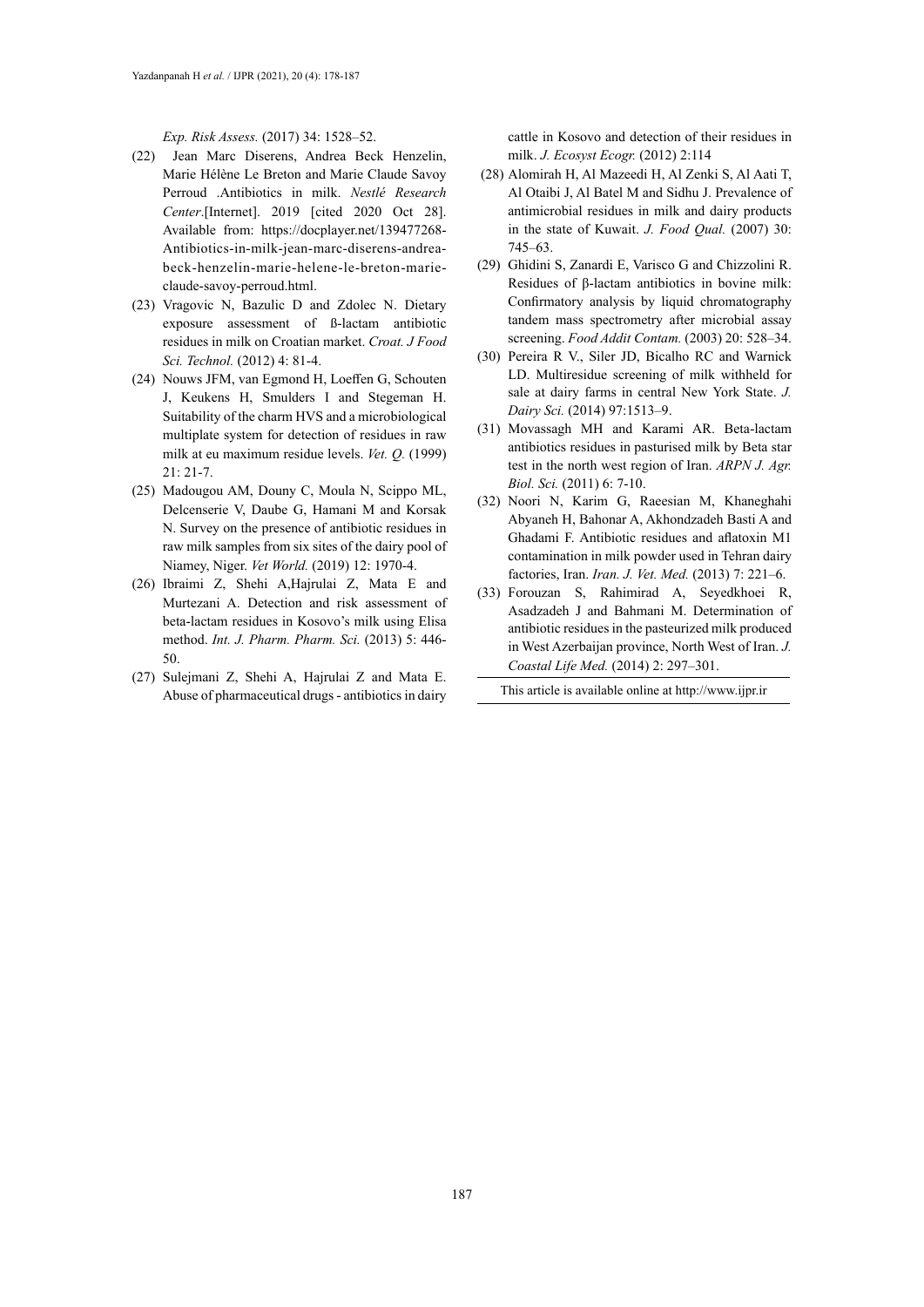*Exp. Risk Assess.* (2017) 34: 1528–52.

(22) Jean Marc Diserens, Andrea Beck Henzelin, Marie Hélène Le Breton and Marie Claude Savoy Perroud .Antibiotics in milk. *Nestlé Research Center*.[Internet]. 2019 [cited 2020 Oct 28]. Available from: https://docplayer.net/139477268-Antibiotics-in-milk-jean-marc-diserens-andrea-beck-henzelin-marie-helene-le-breton-marie-claude-savoy-perroud.html.

(23) Vragovic N, Bazulic D and Zdolec N. Dietary exposure assessment of ß-lactam antibiotic residues in milk on Croatian market. *Croat. J Food Sci. Technol.* (2012) 4: 81-4.

(24) Nouws JFM, van Egmond H, Loeffen G, Schouten J, Keukens H, Smulders I and Stegeman H. Suitability of the charm HVS and a microbiological multiplate system for detection of residues in raw milk at eu maximum residue levels. *Vet. Q.* (1999) 21: 21-7.

(25) Madougou AM, Douny C, Moula N, Scippo ML, Delcenserie V, Daube G, Hamani M and Korsak N. Survey on the presence of antibiotic residues in raw milk samples from six sites of the dairy pool of Niamey, Niger. *Vet World.* (2019) 12: 1970-4.

(26) Ibraimi Z, Shehi A,Hajrulai Z, Mata E and Murtezani A. Detection and risk assessment of beta-lactam residues in Kosovo's milk using Elisa method. *Int. J. Pharm. Pharm. Sci.* (2013) 5: 446-50.

(27) Sulejmani Z, Shehi A, Hajrulai Z and Mata E. Abuse of pharmaceutical drugs - antibiotics in dairy cattle in Kosovo and detection of their residues in milk. *J. Ecosyst Ecogr.* (2012) 2:114

(28) Alomirah H, Al Mazeedi H, Al Zenki S, Al Aati T, Al Otaibi J, Al Batel M and Sidhu J. Prevalence of antimicrobial residues in milk and dairy products in the state of Kuwait. *J. Food Qual.* (2007) 30: 745–63.

(29) Ghidini S, Zanardi E, Varisco G and Chizzolini R. Residues of β-lactam antibiotics in bovine milk: Confirmatory analysis by liquid chromatography tandem mass spectrometry after microbial assay screening. *Food Addit Contam.* (2003) 20: 528–34.

(30) Pereira R V., Siler JD, Bicalho RC and Warnick LD. Multiresidue screening of milk withheld for sale at dairy farms in central New York State. *J. Dairy Sci.* (2014) 97:1513–9.

(31) Movassagh MH and Karami AR. Beta-lactam antibiotics residues in pasturised milk by Beta star test in the north west region of Iran. *ARPN J. Agr. Biol. Sci.* (2011) 6: 7-10.

(32) Noori N, Karim G, Raeesian M, Khaneghahi Abyaneh H, Bahonar A, Akhondzadeh Basti A and Ghadami F. Antibiotic residues and aflatoxin M1 contamination in milk powder used in Tehran dairy factories, Iran. *Iran. J. Vet. Med.* (2013) 7: 221–6.

(33) Forouzan S, Rahimirad A, Seyedkhoei R, Asadzadeh J and Bahmani M. Determination of antibiotic residues in the pasteurized milk produced in West Azerbaijan province, North West of Iran. *J. Coastal Life Med.* (2014) 2: 297–301.

This article is available online at http://www.ijpr.ir